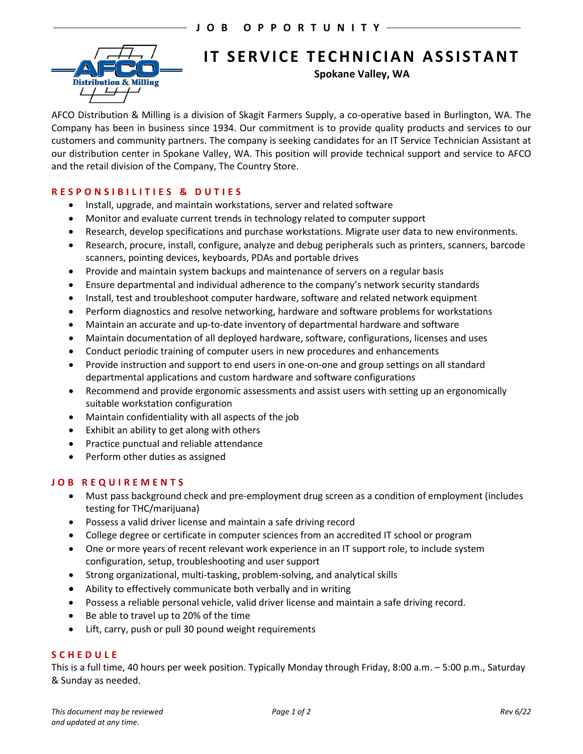JOB OPPORTUNITY

# IT SERVICE TECHNICIAN ASSISTANT

**Spokane Valley, WA**

AFCO Distribution & Milling is a division of Skagit Farmers Supply, a co-operative based in Burlington, WA. The Company has been in business since 1934. Our commitment is to provide quality products and services to our customers and community partners. The company is seeking candidates for an IT Service Technician Assistant at our distribution center in Spokane Valley, WA. This position will provide technical support and service to AFCO and the retail division of the Company, The Country Store.

## RESPONSIBILITIES & DUTIES

- Install, upgrade, and maintain workstations, server and related software
- Monitor and evaluate current trends in technology related to computer support
- Research, develop specifications and purchase workstations. Migrate user data to new environments.
- Research, procure, install, configure, analyze and debug peripherals such as printers, scanners, barcode scanners, pointing devices, keyboards, PDAs and portable drives
- Provide and maintain system backups and maintenance of servers on a regular basis
- Ensure departmental and individual adherence to the company's network security standards
- Install, test and troubleshoot computer hardware, software and related network equipment
- Perform diagnostics and resolve networking, hardware and software problems for workstations
- Maintain an accurate and up-to-date inventory of departmental hardware and software
- Maintain documentation of all deployed hardware, software, configurations, licenses and uses
- Conduct periodic training of computer users in new procedures and enhancements
- Provide instruction and support to end users in one-on-one and group settings on all standard departmental applications and custom hardware and software configurations
- Recommend and provide ergonomic assessments and assist users with setting up an ergonomically suitable workstation configuration
- Maintain confidentiality with all aspects of the job
- Exhibit an ability to get along with others
- Practice punctual and reliable attendance
- Perform other duties as assigned

## JOB REQUIREMENTS

- Must pass background check and pre-employment drug screen as a condition of employment (includes testing for THC/marijuana)
- Possess a valid driver license and maintain a safe driving record
- College degree or certificate in computer sciences from an accredited IT school or program
- One or more years of recent relevant work experience in an IT support role, to include system configuration, setup, troubleshooting and user support
- Strong organizational, multi-tasking, problem-solving, and analytical skills
- Ability to effectively communicate both verbally and in writing
- Possess a reliable personal vehicle, valid driver license and maintain a safe driving record.
- Be able to travel up to 20% of the time
- Lift, carry, push or pull 30 pound weight requirements

## SCHEDULE

This is a full time, 40 hours per week position. Typically Monday through Friday, 8:00 a.m. – 5:00 p.m., Saturday & Sunday as needed.

*This document may be reviewed and updated at any time.*

Rev 6/22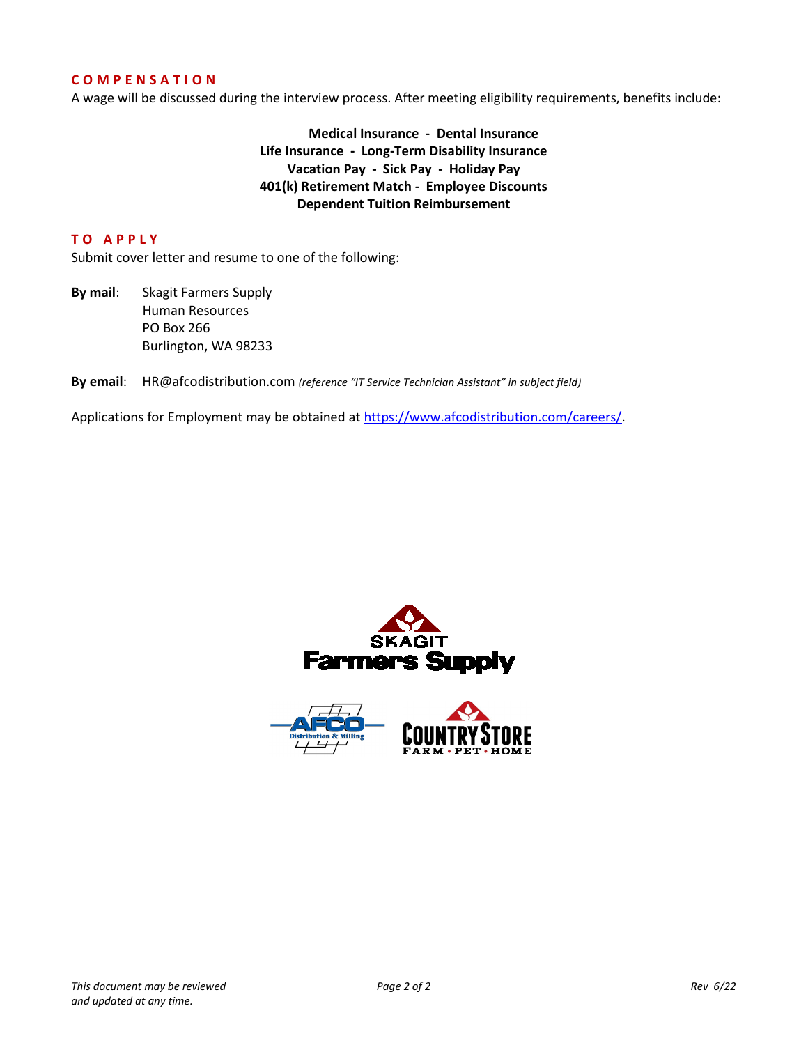## COMPENSATION

A wage will be discussed during the interview process. After meeting eligibility requirements, benefits include:

**Medical Insurance - Dental Insurance**
**Life Insurance - Long-Term Disability Insurance**
**Vacation Pay - Sick Pay - Holiday Pay**
**401(k) Retirement Match - Employee Discounts**
**Dependent Tuition Reimbursement**

## TO APPLY

Submit cover letter and resume to one of the following:

**By mail**: Skagit Farmers Supply
Human Resources
PO Box 266
Burlington, WA 98233

**By email**: HR@afcodistribution.com *(reference "IT Service Technician Assistant" in subject field)*

Applications for Employment may be obtained at [https://www.afcodistribution.com/careers/](https://www.afcodistribution.com/careers/).

SKAGIT Farmers Supply

AFCO Distribution & Milling — COUNTRY STORE FARM • PET • HOME

*This document may be reviewed and updated at any time.*

*Rev 6/22*